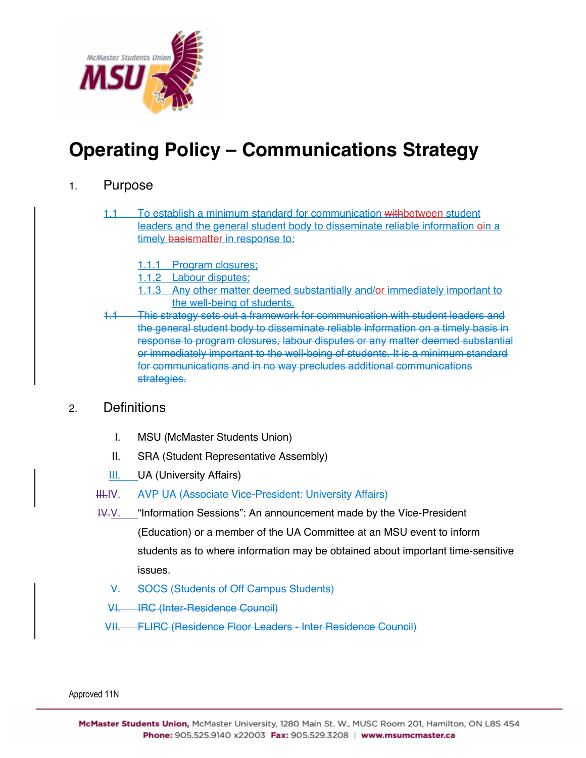# Operating Policy – Communications Strategy

1. Purpose

   1.1 To establish a minimum standard for communication ~~with~~between student leaders and the general student body to disseminate reliable information ~~o~~in a timely ~~basis~~matter in response to:

      1.1.1 Program closures;

      1.1.2 Labour disputes;

      1.1.3 Any other matter deemed substantially and/or immediately important to the well-being of students.

   ~~1.1 This strategy sets out a framework for communication with student leaders and the general student body to disseminate reliable information on a timely basis in response to program closures, labour disputes or any matter deemed substantial or immediately important to the well-being of students. It is a minimum standard for communications and in no way precludes additional communications strategies.~~

2. Definitions

   I. MSU (McMaster Students Union)

   II. SRA (Student Representative Assembly)

   III. UA (University Affairs)

   ~~III.~~IV. AVP UA (Associate Vice-President: University Affairs)

   ~~IV.~~V. "Information Sessions": An announcement made by the Vice-President (Education) or a member of the UA Committee at an MSU event to inform students as to where information may be obtained about important time-sensitive issues.

   ~~V. SOCS (Students of Off Campus Students)~~

   ~~VI. IRC (Inter-Residence Council)~~

   ~~VII. FLIRC (Residence Floor Leaders - Inter Residence Council)~~

Approved 11N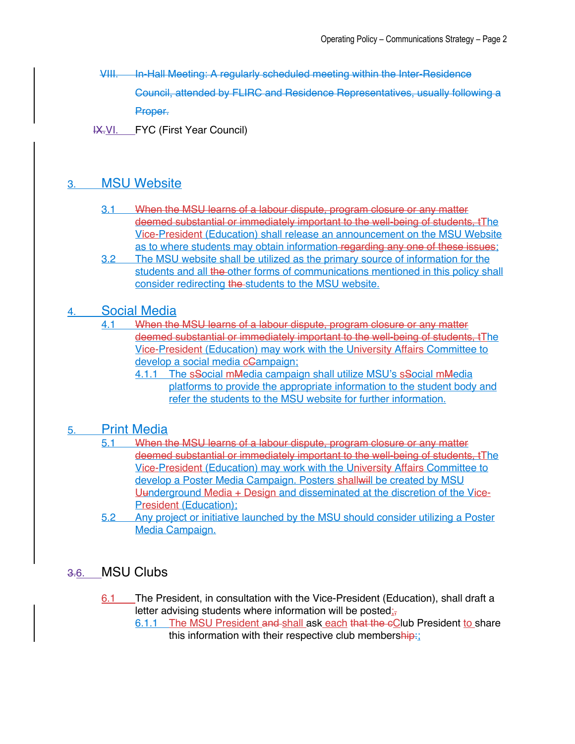VIII. ~~In-Hall Meeting: A regularly scheduled meeting within the Inter-Residence Council, attended by FLIRC and Residence Representatives, usually following a Proper.~~

~~IX.~~VI. FYC (First Year Council)

## 3. MSU Website

3.1 ~~When the MSU learns of a labour dispute, program closure or any matter deemed substantial or immediately important to the well-being of students, t~~The Vice-President (Education) shall release an announcement on the MSU Website as to where students may obtain information ~~regarding any one of these issues~~;

3.2 The MSU website shall be utilized as the primary source of information for the students and all ~~the~~ other forms of communications mentioned in this policy shall consider redirecting ~~the~~ students to the MSU website.

## 4. Social Media

4.1 ~~When the MSU learns of a labour dispute, program closure or any matter deemed substantial or immediately important to the well-being of students, t~~The Vice-President (Education) may work with the University Affairs Committee to develop a social media ~~c~~Campaign;

4.1.1 The ~~s~~Social ~~m~~Media campaign shall utilize MSU's ~~s~~Social ~~m~~Media platforms to provide the appropriate information to the student body and refer the students to the MSU website for further information.

## 5. Print Media

5.1 ~~When the MSU learns of a labour dispute, program closure or any matter deemed substantial or immediately important to the well-being of students, t~~The Vice-President (Education) may work with the University Affairs Committee to develop a Poster Media Campaign. Posters shall~~will~~ be created by MSU ~~U~~underground Media + Design and disseminated at the discretion of the Vice-President (Education);

5.2 Any project or initiative launched by the MSU should consider utilizing a Poster Media Campaign.

## ~~3.~~6. MSU Clubs

6.1 The President, in consultation with the Vice-President (Education), shall draft a letter advising students where information will be posted;~~,~~

6.1.1 The MSU President ~~and~~ shall ask each ~~that the c~~Club President to share this information with their respective club members~~hip:~~;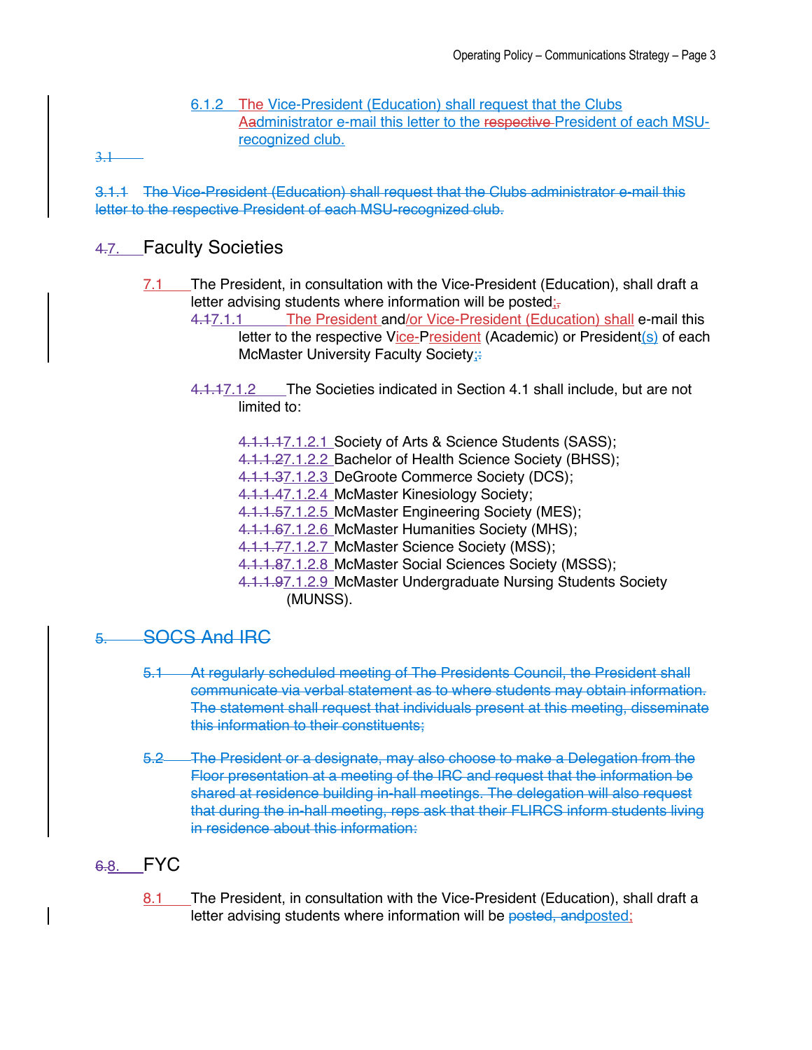6.1.2 The Vice-President (Education) shall request that the Clubs A~~a~~dministrator e-mail this letter to the ~~respective~~ President of each MSU-recognized club.

~~3.1~~

~~3.1.1 The Vice-President (Education) shall request that the Clubs administrator e-mail this letter to the respective President of each MSU-recognized club.~~

## ~~4.~~7. Faculty Societies

7.1 The President, in consultation with the Vice-President (Education), shall draft a letter advising students where information will be posted;~~,~~

~~4.1~~7.1.1 The President and/or Vice-President (Education) shall e-mail this letter to the respective Vice-President (Academic) or President(s) of each McMaster University Faculty Society;~~:~~

~~4.1.1~~7.1.2 The Societies indicated in Section 4.1 shall include, but are not limited to:

~~4.1.1.1~~7.1.2.1 Society of Arts & Science Students (SASS);
~~4.1.1.2~~7.1.2.2 Bachelor of Health Science Society (BHSS);
~~4.1.1.3~~7.1.2.3 DeGroote Commerce Society (DCS);
~~4.1.1.4~~7.1.2.4 McMaster Kinesiology Society;
~~4.1.1.5~~7.1.2.5 McMaster Engineering Society (MES);
~~4.1.1.6~~7.1.2.6 McMaster Humanities Society (MHS);
~~4.1.1.7~~7.1.2.7 McMaster Science Society (MSS);
~~4.1.1.8~~7.1.2.8 McMaster Social Sciences Society (MSSS);
~~4.1.1.9~~7.1.2.9 McMaster Undergraduate Nursing Students Society (MUNSS).

## ~~5. SOCS And IRC~~

~~5.1 At regularly scheduled meeting of The Presidents Council, the President shall communicate via verbal statement as to where students may obtain information. The statement shall request that individuals present at this meeting, disseminate this information to their constituents;~~

~~5.2 The President or a designate, may also choose to make a Delegation from the Floor presentation at a meeting of the IRC and request that the information be shared at residence building in-hall meetings. The delegation will also request that during the in-hall meeting, reps ask that their FLIRCS inform students living in residence about this information:~~

## ~~6.~~8. FYC

8.1 The President, in consultation with the Vice-President (Education), shall draft a letter advising students where information will be ~~posted, and~~posted;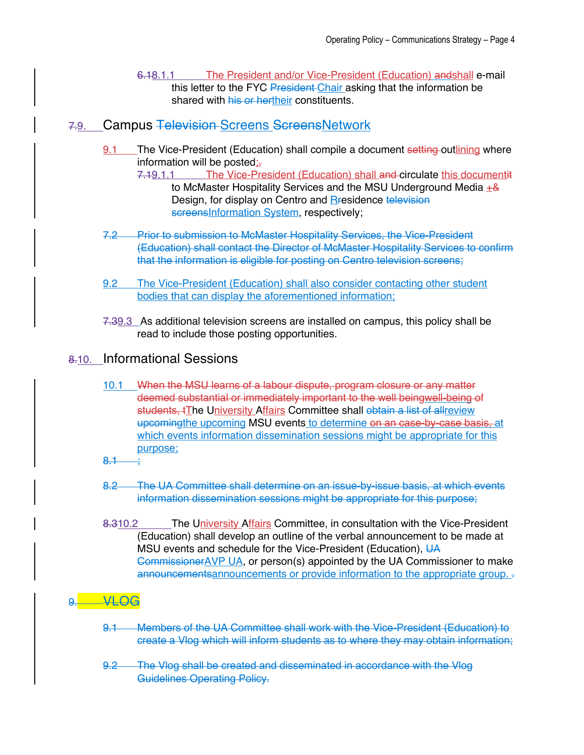6.18.1.1 The President and/or Vice-President (Education) andshall e-mail this letter to the FYC President Chair asking that the information be shared with his or hertheir constituents.

## 7.9. Campus Television Screens ScreensNetwork

9.1 The Vice-President (Education) shall compile a document setting outlining where information will be posted;,

7.19.1.1 The Vice-President (Education) shall and circulate this documentit to McMaster Hospitality Services and the MSU Underground Media +& Design, for display on Centro and Rresidence television screensInformation System, respectively;

7.2 Prior to submission to McMaster Hospitality Services, the Vice-President (Education) shall contact the Director of McMaster Hospitality Services to confirm that the information is eligible for posting on Centro television screens;

9.2 The Vice-President (Education) shall also consider contacting other student bodies that can display the aforementioned information;

7.39.3 As additional television screens are installed on campus, this policy shall be read to include those posting opportunities.

## 8.10. Informational Sessions

10.1 When the MSU learns of a labour dispute, program closure or any matter deemed substantial or immediately important to the well beingwell-being of students, tThe University Affairs Committee shall obtain a list of allreview upcomingthe upcoming MSU events to determine on an case-by-case basis, at which events information dissemination sessions might be appropriate for this purpose;

8.1 ;

8.2 The UA Committee shall determine on an issue-by-issue basis, at which events information dissemination sessions might be appropriate for this purpose;

8.310.2 The University Affairs Committee, in consultation with the Vice-President (Education) shall develop an outline of the verbal announcement to be made at MSU events and schedule for the Vice-President (Education), UA CommissionerAVP UA, or person(s) appointed by the UA Commissioner to make announcementsannouncements or provide information to the appropriate group. .

## 9. VLOG

9.1 Members of the UA Committee shall work with the Vice-President (Education) to create a Vlog which will inform students as to where they may obtain information;

9.2 The Vlog shall be created and disseminated in accordance with the Vlog Guidelines Operating Policy.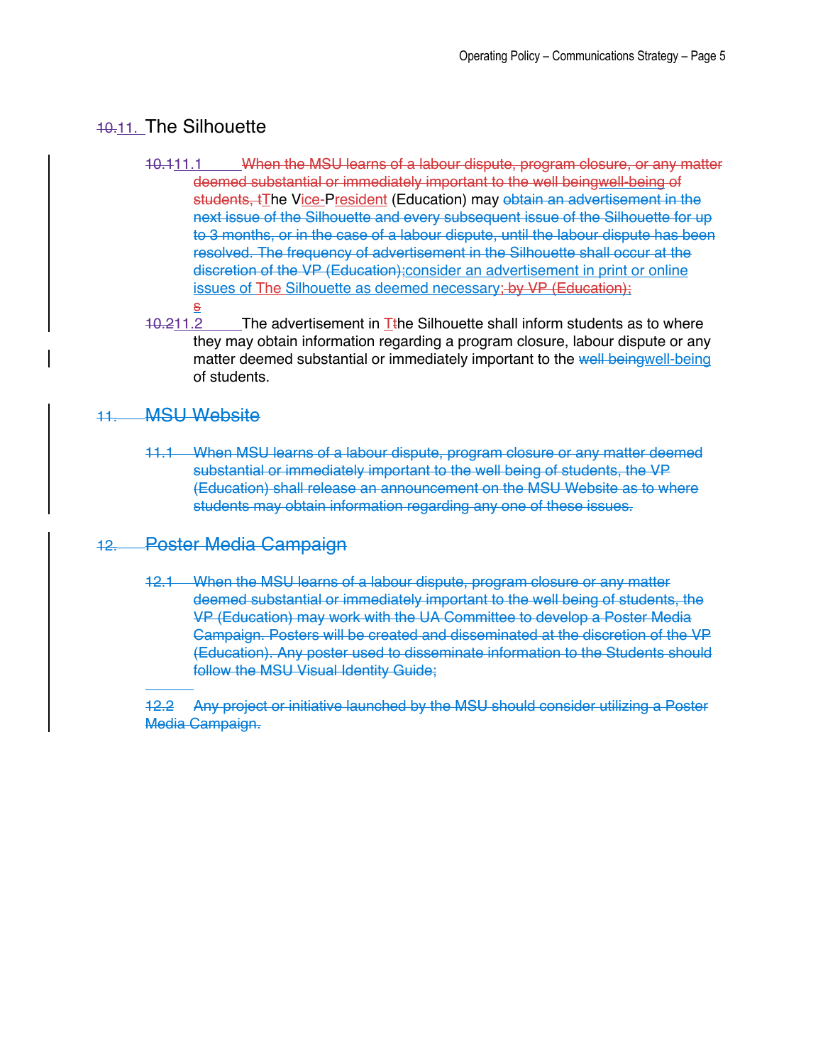## ~~10.~~11. The Silhouette

~~10.1~~11.1 ~~When the MSU learns of a labour dispute, program closure, or any matter deemed substantial or immediately important to the well beingwell-being of students, t~~The Vice-President (Education) may ~~obtain an advertisement in the next issue of the Silhouette and every subsequent issue of the Silhouette for up to 3 months, or in the case of a labour dispute, until the labour dispute has been resolved. The frequency of advertisement in the Silhouette shall occur at the discretion of the VP (Education);~~consider an advertisement in print or online issues of The Silhouette as deemed necessary~~; by VP (Education);~~ ~~s~~

~~10.2~~11.2 The advertisement in T~~t~~he Silhouette shall inform students as to where they may obtain information regarding a program closure, labour dispute or any matter deemed substantial or immediately important to the ~~well being~~well-being of students.

## ~~11. MSU Website~~

~~11.1 When MSU learns of a labour dispute, program closure or any matter deemed substantial or immediately important to the well being of students, the VP (Education) shall release an announcement on the MSU Website as to where students may obtain information regarding any one of these issues.~~

## ~~12. Poster Media Campaign~~

~~12.1 When the MSU learns of a labour dispute, program closure or any matter deemed substantial or immediately important to the well being of students, the VP (Education) may work with the UA Committee to develop a Poster Media Campaign. Posters will be created and disseminated at the discretion of the VP (Education). Any poster used to disseminate information to the Students should follow the MSU Visual Identity Guide;~~

~~12.2 Any project or initiative launched by the MSU should consider utilizing a Poster Media Campaign.~~